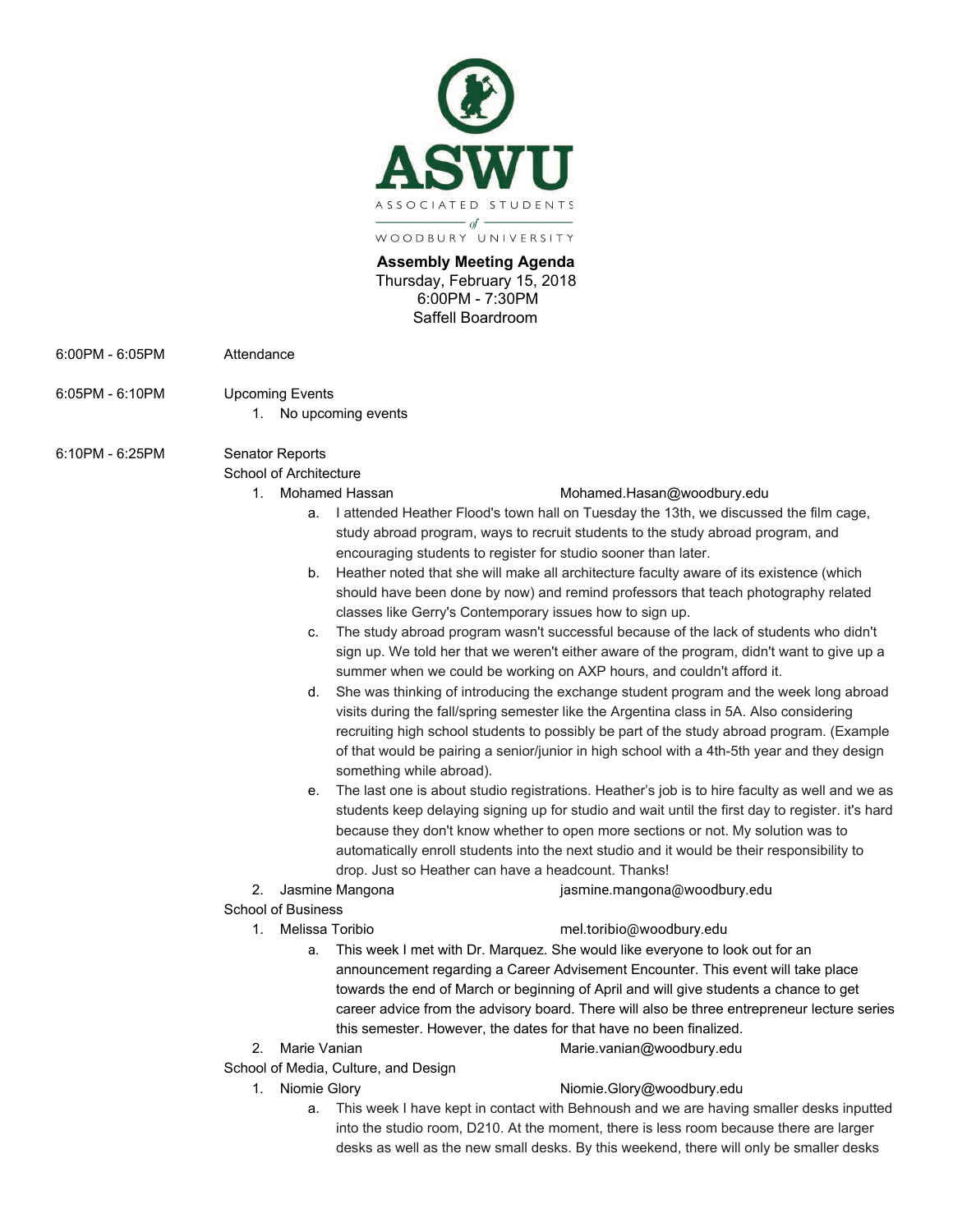ASWU

ASSOCIATED STUDENTS of WOODBURY UNIVERSITY

**Assembly Meeting Agenda**
Thursday, February 15, 2018
6:00PM - 7:30PM
Saffell Boardroom

6:00PM - 6:05PM Attendance

6:05PM - 6:10PM Upcoming Events

1. No upcoming events

6:10PM - 6:25PM Senator Reports

School of Architecture

1. Mohamed Hassan Mohamed.Hasan@woodbury.edu
   a. I attended Heather Flood's town hall on Tuesday the 13th, we discussed the film cage, study abroad program, ways to recruit students to the study abroad program, and encouraging students to register for studio sooner than later.
   b. Heather noted that she will make all architecture faculty aware of its existence (which should have been done by now) and remind professors that teach photography related classes like Gerry's Contemporary issues how to sign up.
   c. The study abroad program wasn't successful because of the lack of students who didn't sign up. We told her that we weren't either aware of the program, didn't want to give up a summer when we could be working on AXP hours, and couldn't afford it.
   d. She was thinking of introducing the exchange student program and the week long abroad visits during the fall/spring semester like the Argentina class in 5A. Also considering recruiting high school students to possibly be part of the study abroad program. (Example of that would be pairing a senior/junior in high school with a 4th-5th year and they design something while abroad).
   e. The last one is about studio registrations. Heather's job is to hire faculty as well and we as students keep delaying signing up for studio and wait until the first day to register. it's hard because they don't know whether to open more sections or not. My solution was to automatically enroll students into the next studio and it would be their responsibility to drop. Just so Heather can have a headcount. Thanks!
2. Jasmine Mangona jasmine.mangona@woodbury.edu

School of Business

1. Melissa Toribio mel.toribio@woodbury.edu
   a. This week I met with Dr. Marquez. She would like everyone to look out for an announcement regarding a Career Advisement Encounter. This event will take place towards the end of March or beginning of April and will give students a chance to get career advice from the advisory board. There will also be three entrepreneur lecture series this semester. However, the dates for that have no been finalized.
2. Marie Vanian Marie.vanian@woodbury.edu

School of Media, Culture, and Design

1. Niomie Glory Niomie.Glory@woodbury.edu
   a. This week I have kept in contact with Behnoush and we are having smaller desks inputted into the studio room, D210. At the moment, there is less room because there are larger desks as well as the new small desks. By this weekend, there will only be smaller desks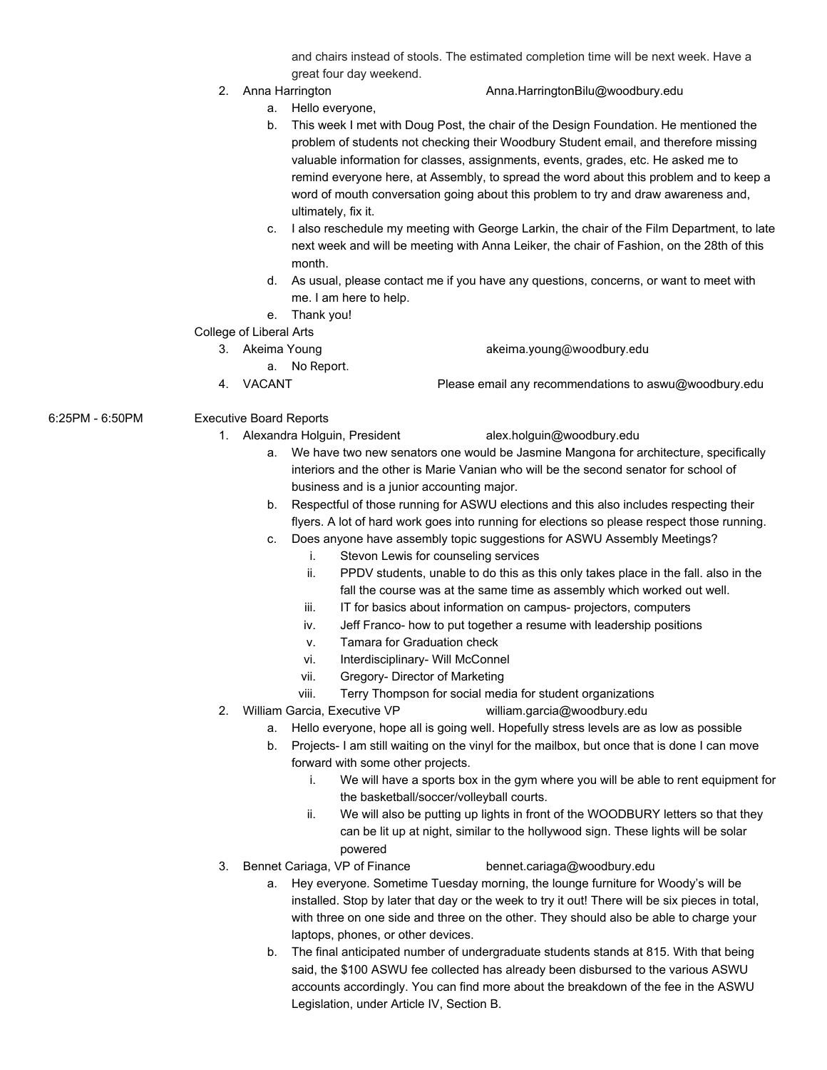and chairs instead of stools. The estimated completion time will be next week. Have a great four day weekend.

2. Anna Harrington　　　　Anna.HarringtonBilu@woodbury.edu
    a. Hello everyone,
    b. This week I met with Doug Post, the chair of the Design Foundation. He mentioned the problem of students not checking their Woodbury Student email, and therefore missing valuable information for classes, assignments, events, grades, etc. He asked me to remind everyone here, at Assembly, to spread the word about this problem and to keep a word of mouth conversation going about this problem to try and draw awareness and, ultimately, fix it.
    c. I also reschedule my meeting with George Larkin, the chair of the Film Department, to late next week and will be meeting with Anna Leiker, the chair of Fashion, on the 28th of this month.
    d. As usual, please contact me if you have any questions, concerns, or want to meet with me. I am here to help.
    e. Thank you!

College of Liberal Arts

3. Akeima Young　　　　akeima.young@woodbury.edu
    a. No Report.
4. VACANT　　　　Please email any recommendations to aswu@woodbury.edu

6:25PM - 6:50PM　　Executive Board Reports

1. Alexandra Holguin, President　　　　alex.holguin@woodbury.edu
    a. We have two new senators one would be Jasmine Mangona for architecture, specifically interiors and the other is Marie Vanian who will be the second senator for school of business and is a junior accounting major.
    b. Respectful of those running for ASWU elections and this also includes respecting their flyers. A lot of hard work goes into running for elections so please respect those running.
    c. Does anyone have assembly topic suggestions for ASWU Assembly Meetings?
        i. Stevon Lewis for counseling services
        ii. PPDV students, unable to do this as this only takes place in the fall. also in the fall the course was at the same time as assembly which worked out well.
        iii. IT for basics about information on campus- projectors, computers
        iv. Jeff Franco- how to put together a resume with leadership positions
        v. Tamara for Graduation check
        vi. Interdisciplinary- Will McConnel
        vii. Gregory- Director of Marketing
        viii. Terry Thompson for social media for student organizations
2. William Garcia, Executive VP　　　　william.garcia@woodbury.edu
    a. Hello everyone, hope all is going well. Hopefully stress levels are as low as possible
    b. Projects- I am still waiting on the vinyl for the mailbox, but once that is done I can move forward with some other projects.
        i. We will have a sports box in the gym where you will be able to rent equipment for the basketball/soccer/volleyball courts.
        ii. We will also be putting up lights in front of the WOODBURY letters so that they can be lit up at night, similar to the hollywood sign. These lights will be solar powered
3. Bennet Cariaga, VP of Finance　　　　bennet.cariaga@woodbury.edu
    a. Hey everyone. Sometime Tuesday morning, the lounge furniture for Woody's will be installed. Stop by later that day or the week to try it out! There will be six pieces in total, with three on one side and three on the other. They should also be able to charge your laptops, phones, or other devices.
    b. The final anticipated number of undergraduate students stands at 815. With that being said, the $100 ASWU fee collected has already been disbursed to the various ASWU accounts accordingly. You can find more about the breakdown of the fee in the ASWU Legislation, under Article IV, Section B.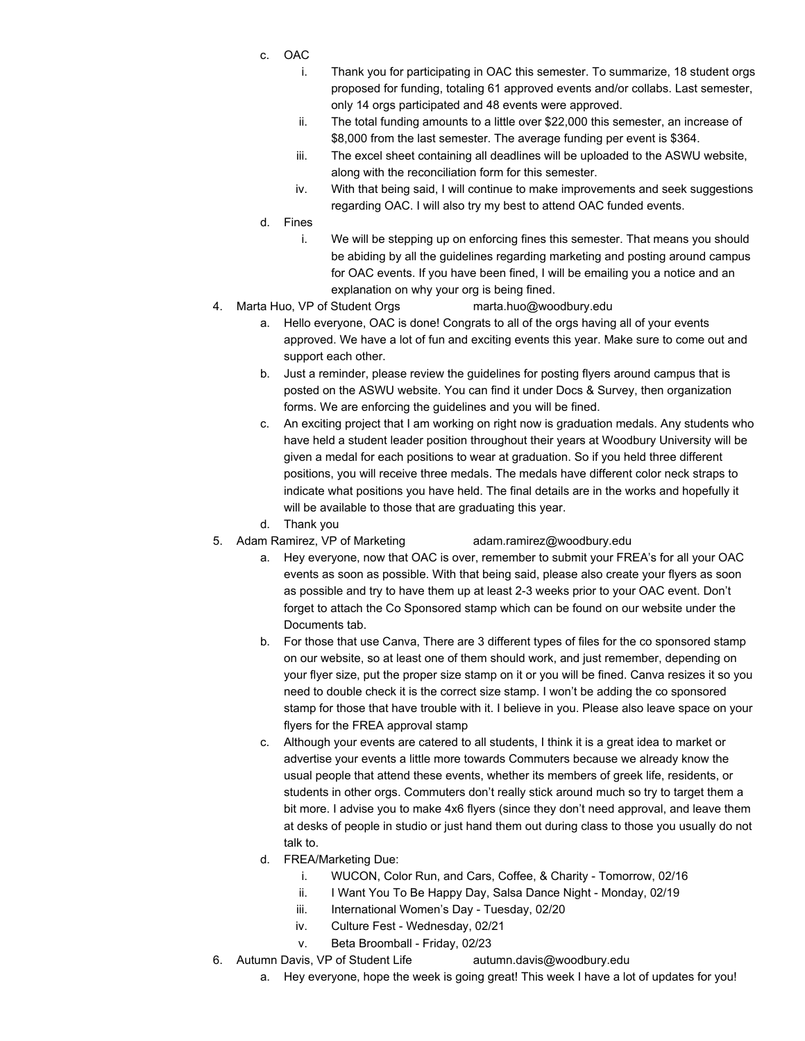c. OAC
   i. Thank you for participating in OAC this semester. To summarize, 18 student orgs proposed for funding, totaling 61 approved events and/or collabs. Last semester, only 14 orgs participated and 48 events were approved.
   ii. The total funding amounts to a little over $22,000 this semester, an increase of $8,000 from the last semester. The average funding per event is $364.
   iii. The excel sheet containing all deadlines will be uploaded to the ASWU website, along with the reconciliation form for this semester.
   iv. With that being said, I will continue to make improvements and seek suggestions regarding OAC. I will also try my best to attend OAC funded events.

d. Fines
   i. We will be stepping up on enforcing fines this semester. That means you should be abiding by all the guidelines regarding marketing and posting around campus for OAC events. If you have been fined, I will be emailing you a notice and an explanation on why your org is being fined.

4. Marta Huo, VP of Student Orgs marta.huo@woodbury.edu
   a. Hello everyone, OAC is done! Congrats to all of the orgs having all of your events approved. We have a lot of fun and exciting events this year. Make sure to come out and support each other.
   b. Just a reminder, please review the guidelines for posting flyers around campus that is posted on the ASWU website. You can find it under Docs & Survey, then organization forms. We are enforcing the guidelines and you will be fined.
   c. An exciting project that I am working on right now is graduation medals. Any students who have held a student leader position throughout their years at Woodbury University will be given a medal for each positions to wear at graduation. So if you held three different positions, you will receive three medals. The medals have different color neck straps to indicate what positions you have held. The final details are in the works and hopefully it will be available to those that are graduating this year.
   d. Thank you

5. Adam Ramirez, VP of Marketing adam.ramirez@woodbury.edu
   a. Hey everyone, now that OAC is over, remember to submit your FREA's for all your OAC events as soon as possible. With that being said, please also create your flyers as soon as possible and try to have them up at least 2-3 weeks prior to your OAC event. Don't forget to attach the Co Sponsored stamp which can be found on our website under the Documents tab.
   b. For those that use Canva, There are 3 different types of files for the co sponsored stamp on our website, so at least one of them should work, and just remember, depending on your flyer size, put the proper size stamp on it or you will be fined. Canva resizes it so you need to double check it is the correct size stamp. I won't be adding the co sponsored stamp for those that have trouble with it. I believe in you. Please also leave space on your flyers for the FREA approval stamp
   c. Although your events are catered to all students, I think it is a great idea to market or advertise your events a little more towards Commuters because we already know the usual people that attend these events, whether its members of greek life, residents, or students in other orgs. Commuters don't really stick around much so try to target them a bit more. I advise you to make 4x6 flyers (since they don't need approval, and leave them at desks of people in studio or just hand them out during class to those you usually do not talk to.
   d. FREA/Marketing Due:
      i. WUCON, Color Run, and Cars, Coffee, & Charity - Tomorrow, 02/16
      ii. I Want You To Be Happy Day, Salsa Dance Night - Monday, 02/19
      iii. International Women's Day - Tuesday, 02/20
      iv. Culture Fest - Wednesday, 02/21
      v. Beta Broomball - Friday, 02/23

6. Autumn Davis, VP of Student Life autumn.davis@woodbury.edu
   a. Hey everyone, hope the week is going great! This week I have a lot of updates for you!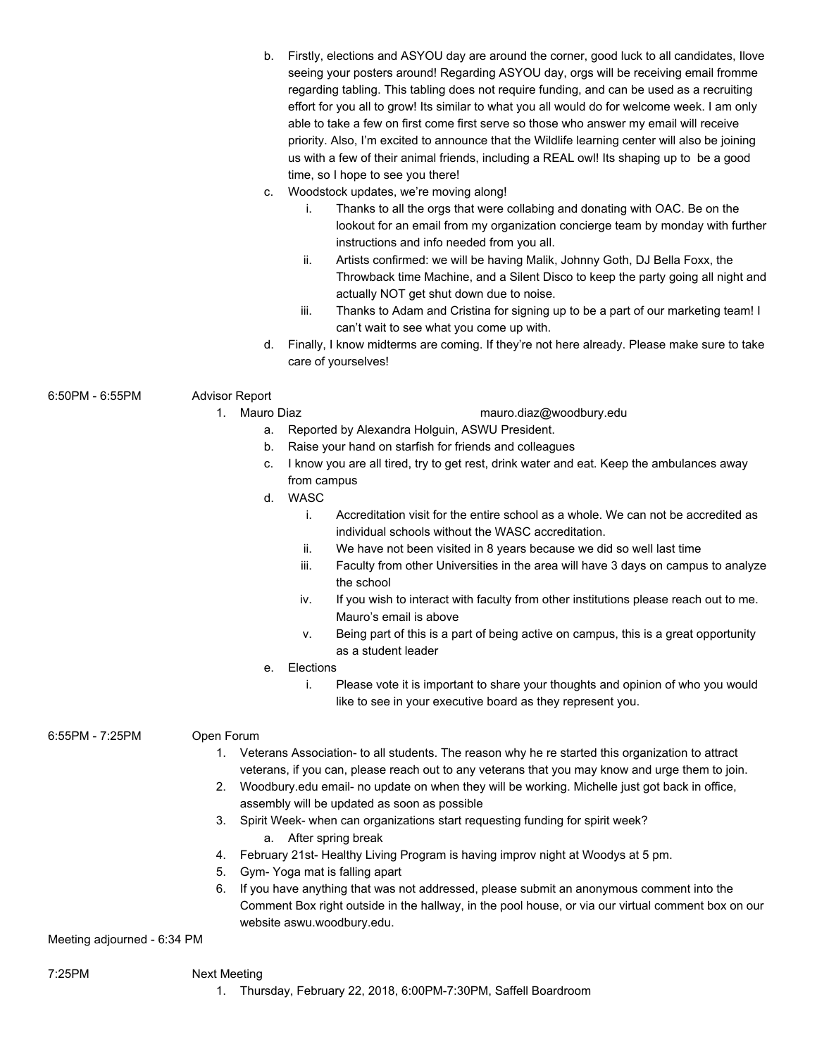b. Firstly, elections and ASYOU day are around the corner, good luck to all candidates, Ilove seeing your posters around! Regarding ASYOU day, orgs will be receiving email fromme regarding tabling. This tabling does not require funding, and can be used as a recruiting effort for you all to grow! Its similar to what you all would do for welcome week. I am only able to take a few on first come first serve so those who answer my email will receive priority. Also, I'm excited to announce that the Wildlife learning center will also be joining us with a few of their animal friends, including a REAL owl! Its shaping up to be a good time, so I hope to see you there!

c. Woodstock updates, we're moving along!
   i. Thanks to all the orgs that were collabing and donating with OAC. Be on the lookout for an email from my organization concierge team by monday with further instructions and info needed from you all.
   ii. Artists confirmed: we will be having Malik, Johnny Goth, DJ Bella Foxx, the Throwback time Machine, and a Silent Disco to keep the party going all night and actually NOT get shut down due to noise.
   iii. Thanks to Adam and Cristina for signing up to be a part of our marketing team! I can't wait to see what you come up with.

d. Finally, I know midterms are coming. If they're not here already. Please make sure to take care of yourselves!

6:50PM - 6:55PM Advisor Report

1. Mauro Diaz mauro.diaz@woodbury.edu
   a. Reported by Alexandra Holguin, ASWU President.
   b. Raise your hand on starfish for friends and colleagues
   c. I know you are all tired, try to get rest, drink water and eat. Keep the ambulances away from campus
   d. WASC
      i. Accreditation visit for the entire school as a whole. We can not be accredited as individual schools without the WASC accreditation.
      ii. We have not been visited in 8 years because we did so well last time
      iii. Faculty from other Universities in the area will have 3 days on campus to analyze the school
      iv. If you wish to interact with faculty from other institutions please reach out to me. Mauro's email is above
      v. Being part of this is a part of being active on campus, this is a great opportunity as a student leader
   e. Elections
      i. Please vote it is important to share your thoughts and opinion of who you would like to see in your executive board as they represent you.

6:55PM - 7:25PM Open Forum

1. Veterans Association- to all students. The reason why he re started this organization to attract veterans, if you can, please reach out to any veterans that you may know and urge them to join.
2. Woodbury.edu email- no update on when they will be working. Michelle just got back in office, assembly will be updated as soon as possible
3. Spirit Week- when can organizations start requesting funding for spirit week?
   a. After spring break
4. February 21st- Healthy Living Program is having improv night at Woodys at 5 pm.
5. Gym- Yoga mat is falling apart
6. If you have anything that was not addressed, please submit an anonymous comment into the Comment Box right outside in the hallway, in the pool house, or via our virtual comment box on our website aswu.woodbury.edu.

Meeting adjourned - 6:34 PM

7:25PM Next Meeting

1. Thursday, February 22, 2018, 6:00PM-7:30PM, Saffell Boardroom